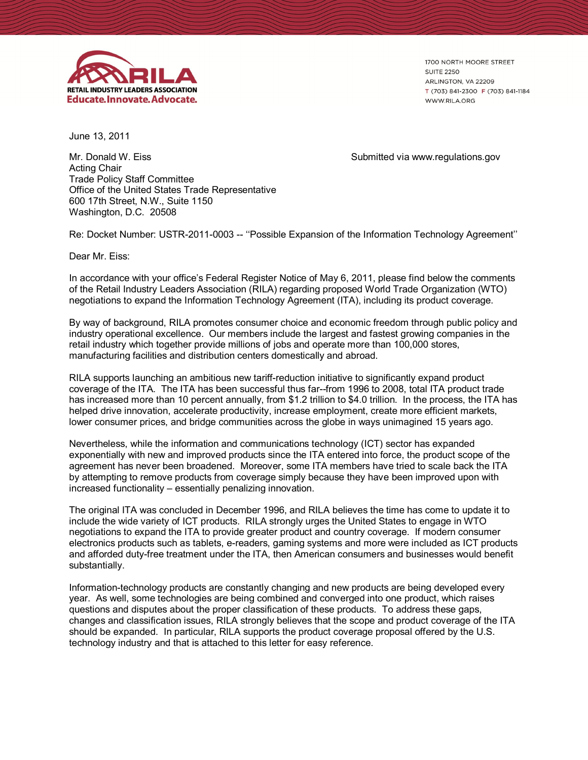**RILA**
**RETAIL INDUSTRY LEADERS ASSOCIATION**
**Educate.Innovate.Advocate.**

1700 NORTH MOORE STREET
SUITE 2250
ARLINGTON, VA 22209
T (703) 841-2300 F (703) 841-1184
WWW.RILA.ORG

June 13, 2011

Mr. Donald W. Eiss
Acting Chair
Trade Policy Staff Committee
Office of the United States Trade Representative
600 17th Street, N.W., Suite 1150
Washington, D.C. 20508

Submitted via www.regulations.gov

Re: Docket Number: USTR-2011-0003 -- ''Possible Expansion of the Information Technology Agreement''

Dear Mr. Eiss:

In accordance with your office's Federal Register Notice of May 6, 2011, please find below the comments of the Retail Industry Leaders Association (RILA) regarding proposed World Trade Organization (WTO) negotiations to expand the Information Technology Agreement (ITA), including its product coverage.

By way of background, RILA promotes consumer choice and economic freedom through public policy and industry operational excellence. Our members include the largest and fastest growing companies in the retail industry which together provide millions of jobs and operate more than 100,000 stores, manufacturing facilities and distribution centers domestically and abroad.

RILA supports launching an ambitious new tariff-reduction initiative to significantly expand product coverage of the ITA. The ITA has been successful thus far--from 1996 to 2008, total ITA product trade has increased more than 10 percent annually, from $1.2 trillion to $4.0 trillion. In the process, the ITA has helped drive innovation, accelerate productivity, increase employment, create more efficient markets, lower consumer prices, and bridge communities across the globe in ways unimagined 15 years ago.

Nevertheless, while the information and communications technology (ICT) sector has expanded exponentially with new and improved products since the ITA entered into force, the product scope of the agreement has never been broadened. Moreover, some ITA members have tried to scale back the ITA by attempting to remove products from coverage simply because they have been improved upon with increased functionality – essentially penalizing innovation.

The original ITA was concluded in December 1996, and RILA believes the time has come to update it to include the wide variety of ICT products. RILA strongly urges the United States to engage in WTO negotiations to expand the ITA to provide greater product and country coverage. If modern consumer electronics products such as tablets, e-readers, gaming systems and more were included as ICT products and afforded duty-free treatment under the ITA, then American consumers and businesses would benefit substantially.

Information-technology products are constantly changing and new products are being developed every year. As well, some technologies are being combined and converged into one product, which raises questions and disputes about the proper classification of these products. To address these gaps, changes and classification issues, RILA strongly believes that the scope and product coverage of the ITA should be expanded. In particular, RILA supports the product coverage proposal offered by the U.S. technology industry and that is attached to this letter for easy reference.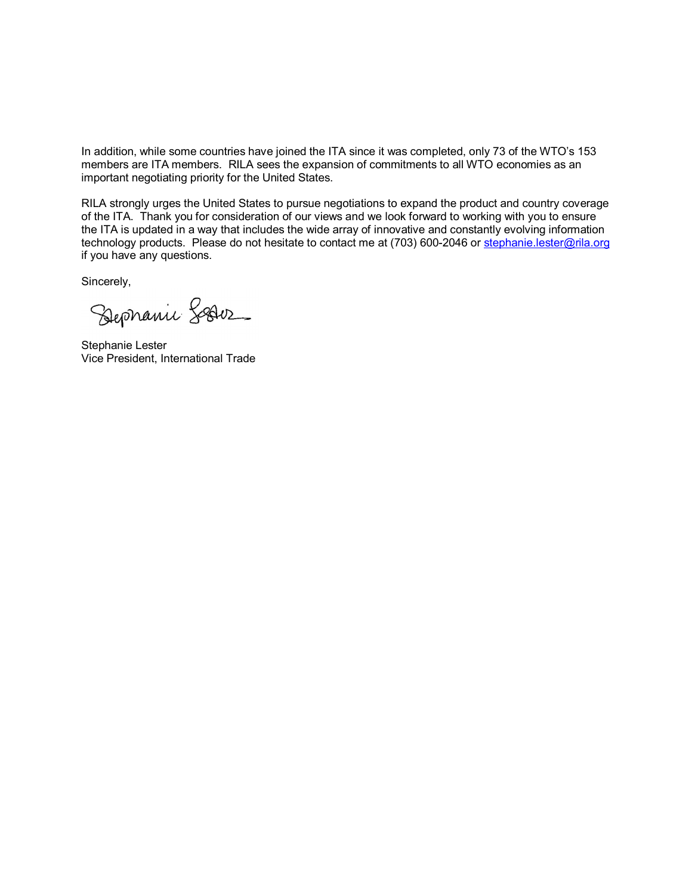In addition, while some countries have joined the ITA since it was completed, only 73 of the WTO's 153 members are ITA members. RILA sees the expansion of commitments to all WTO economies as an important negotiating priority for the United States.

RILA strongly urges the United States to pursue negotiations to expand the product and country coverage of the ITA. Thank you for consideration of our views and we look forward to working with you to ensure the ITA is updated in a way that includes the wide array of innovative and constantly evolving information technology products. Please do not hesitate to contact me at (703) 600-2046 or stephanie.lester@rila.org if you have any questions.

Sincerely,

Stephanie Lester
Vice President, International Trade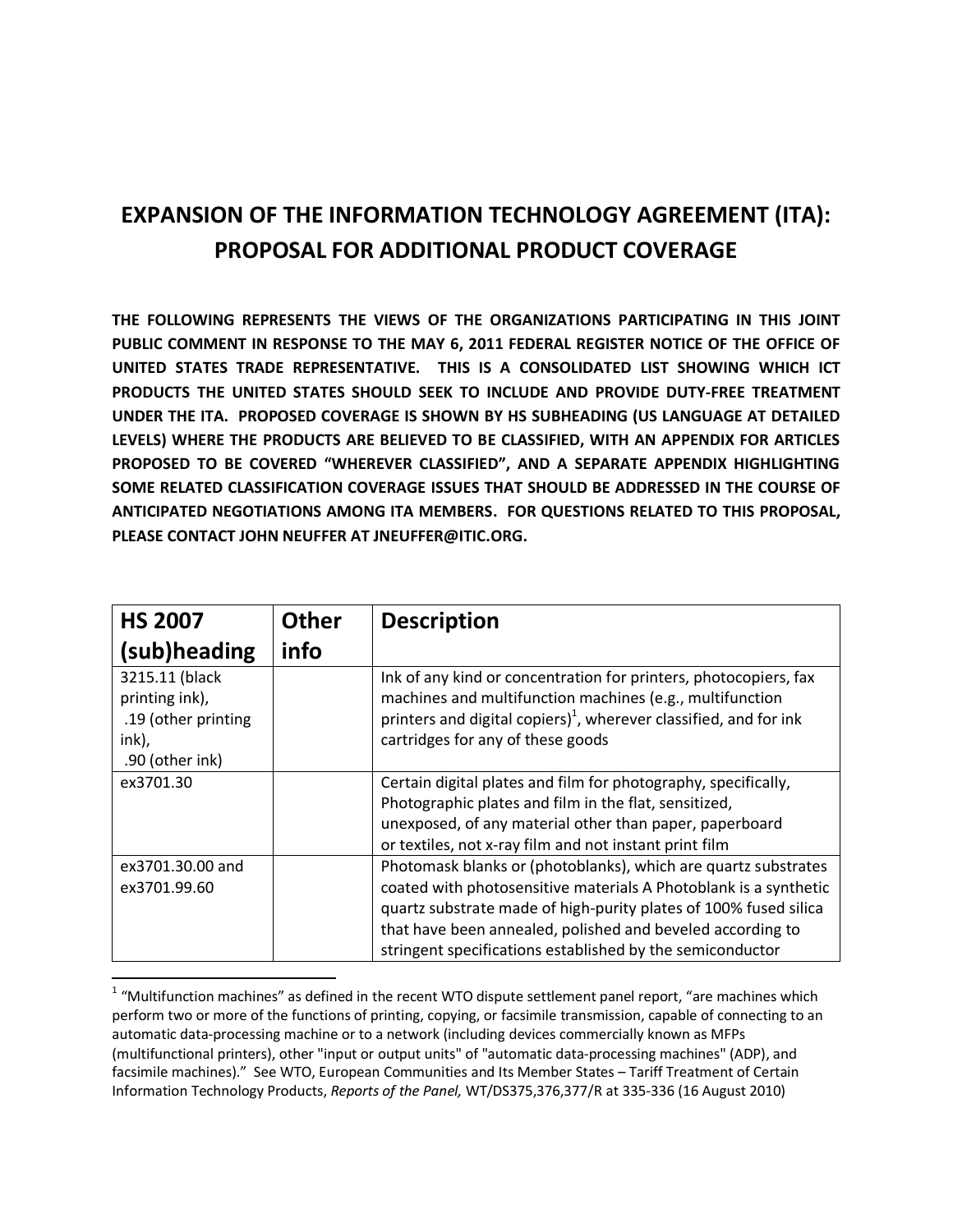# EXPANSION OF THE INFORMATION TECHNOLOGY AGREEMENT (ITA): PROPOSAL FOR ADDITIONAL PRODUCT COVERAGE

**THE FOLLOWING REPRESENTS THE VIEWS OF THE ORGANIZATIONS PARTICIPATING IN THIS JOINT PUBLIC COMMENT IN RESPONSE TO THE MAY 6, 2011 FEDERAL REGISTER NOTICE OF THE OFFICE OF UNITED STATES TRADE REPRESENTATIVE. THIS IS A CONSOLIDATED LIST SHOWING WHICH ICT PRODUCTS THE UNITED STATES SHOULD SEEK TO INCLUDE AND PROVIDE DUTY-FREE TREATMENT UNDER THE ITA. PROPOSED COVERAGE IS SHOWN BY HS SUBHEADING (US LANGUAGE AT DETAILED LEVELS) WHERE THE PRODUCTS ARE BELIEVED TO BE CLASSIFIED, WITH AN APPENDIX FOR ARTICLES PROPOSED TO BE COVERED "WHEREVER CLASSIFIED", AND A SEPARATE APPENDIX HIGHLIGHTING SOME RELATED CLASSIFICATION COVERAGE ISSUES THAT SHOULD BE ADDRESSED IN THE COURSE OF ANTICIPATED NEGOTIATIONS AMONG ITA MEMBERS. FOR QUESTIONS RELATED TO THIS PROPOSAL, PLEASE CONTACT JOHN NEUFFER AT JNEUFFER@ITIC.ORG.**

| HS 2007 (sub)heading | Other info | Description |
|---|---|---|
| 3215.11 (black printing ink), .19 (other printing ink), .90 (other ink) | | Ink of any kind or concentration for printers, photocopiers, fax machines and multifunction machines (e.g., multifunction printers and digital copiers)[1], wherever classified, and for ink cartridges for any of these goods |
| ex3701.30 | | Certain digital plates and film for photography, specifically, Photographic plates and film in the flat, sensitized, unexposed, of any material other than paper, paperboard or textiles, not x-ray film and not instant print film |
| ex3701.30.00 and ex3701.99.60 | | Photomask blanks or (photoblanks), which are quartz substrates coated with photosensitive materials A Photoblank is a synthetic quartz substrate made of high-purity plates of 100% fused silica that have been annealed, polished and beveled according to stringent specifications established by the semiconductor |

[1] "Multifunction machines" as defined in the recent WTO dispute settlement panel report, "are machines which perform two or more of the functions of printing, copying, or facsimile transmission, capable of connecting to an automatic data-processing machine or to a network (including devices commercially known as MFPs (multifunctional printers), other "input or output units" of "automatic data-processing machines" (ADP), and facsimile machines)." See WTO, European Communities and Its Member States – Tariff Treatment of Certain Information Technology Products, *Reports of the Panel,* WT/DS375,376,377/R at 335-336 (16 August 2010)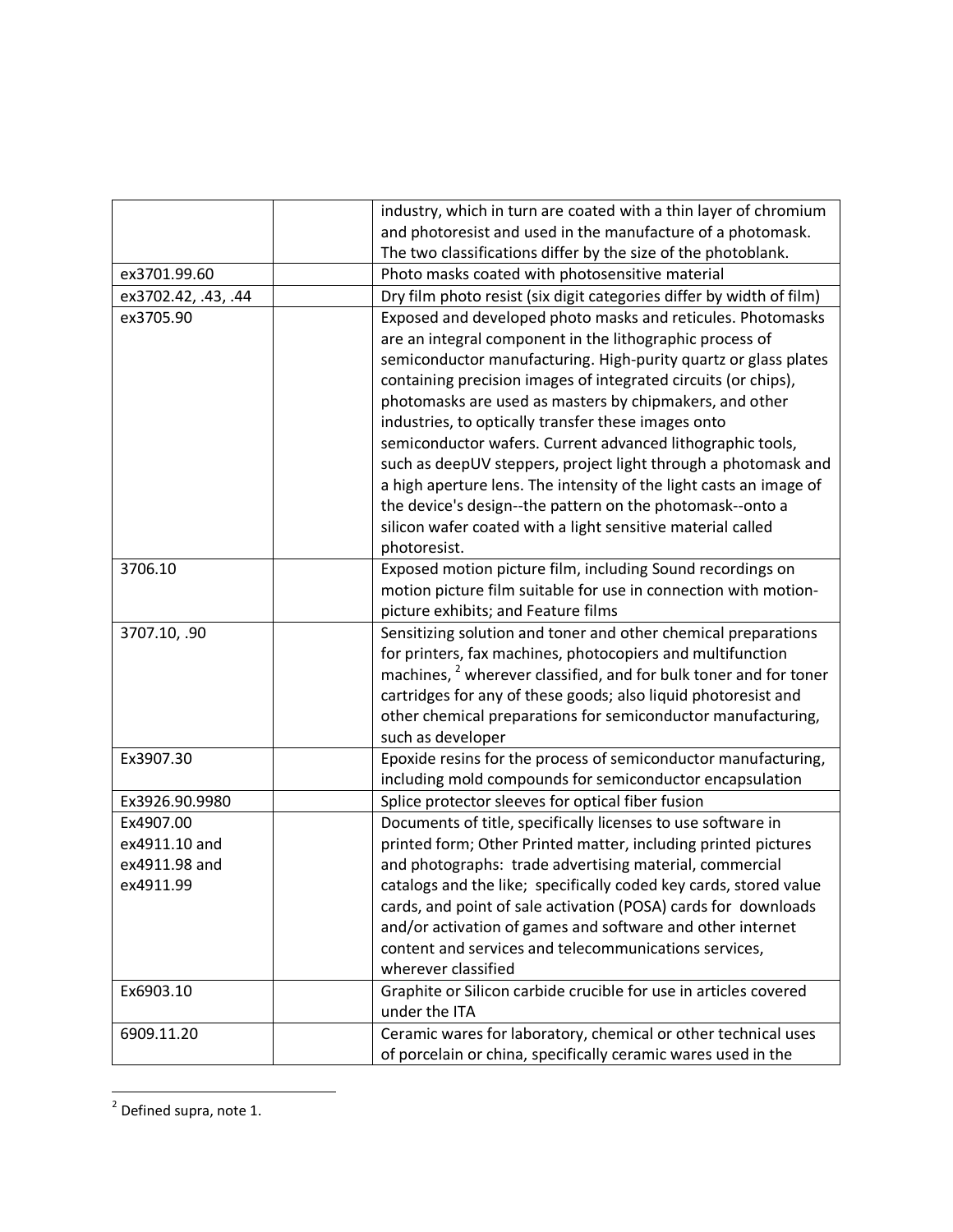|  |  |  |
|---|---|---|
|  |  | industry, which in turn are coated with a thin layer of chromium and photoresist and used in the manufacture of a photomask. The two classifications differ by the size of the photoblank. |
| ex3701.99.60 |  | Photo masks coated with photosensitive material |
| ex3702.42, .43, .44 |  | Dry film photo resist (six digit categories differ by width of film) |
| ex3705.90 |  | Exposed and developed photo masks and reticules. Photomasks are an integral component in the lithographic process of semiconductor manufacturing. High-purity quartz or glass plates containing precision images of integrated circuits (or chips), photomasks are used as masters by chipmakers, and other industries, to optically transfer these images onto semiconductor wafers. Current advanced lithographic tools, such as deepUV steppers, project light through a photomask and a high aperture lens. The intensity of the light casts an image of the device's design--the pattern on the photomask--onto a silicon wafer coated with a light sensitive material called photoresist. |
| 3706.10 |  | Exposed motion picture film, including Sound recordings on motion picture film suitable for use in connection with motion-picture exhibits; and Feature films |
| 3707.10, .90 |  | Sensitizing solution and toner and other chemical preparations for printers, fax machines, photocopiers and multifunction machines, [2] wherever classified, and for bulk toner and for toner cartridges for any of these goods; also liquid photoresist and other chemical preparations for semiconductor manufacturing, such as developer |
| Ex3907.30 |  | Epoxide resins for the process of semiconductor manufacturing, including mold compounds for semiconductor encapsulation |
| Ex3926.90.9980 |  | Splice protector sleeves for optical fiber fusion |
| Ex4907.00 ex4911.10 and ex4911.98 and ex4911.99 |  | Documents of title, specifically licenses to use software in printed form; Other Printed matter, including printed pictures and photographs: trade advertising material, commercial catalogs and the like; specifically coded key cards, stored value cards, and point of sale activation (POSA) cards for downloads and/or activation of games and software and other internet content and services and telecommunications services, wherever classified |
| Ex6903.10 |  | Graphite or Silicon carbide crucible for use in articles covered under the ITA |
| 6909.11.20 |  | Ceramic wares for laboratory, chemical or other technical uses of porcelain or china, specifically ceramic wares used in the |

[2] Defined supra, note 1.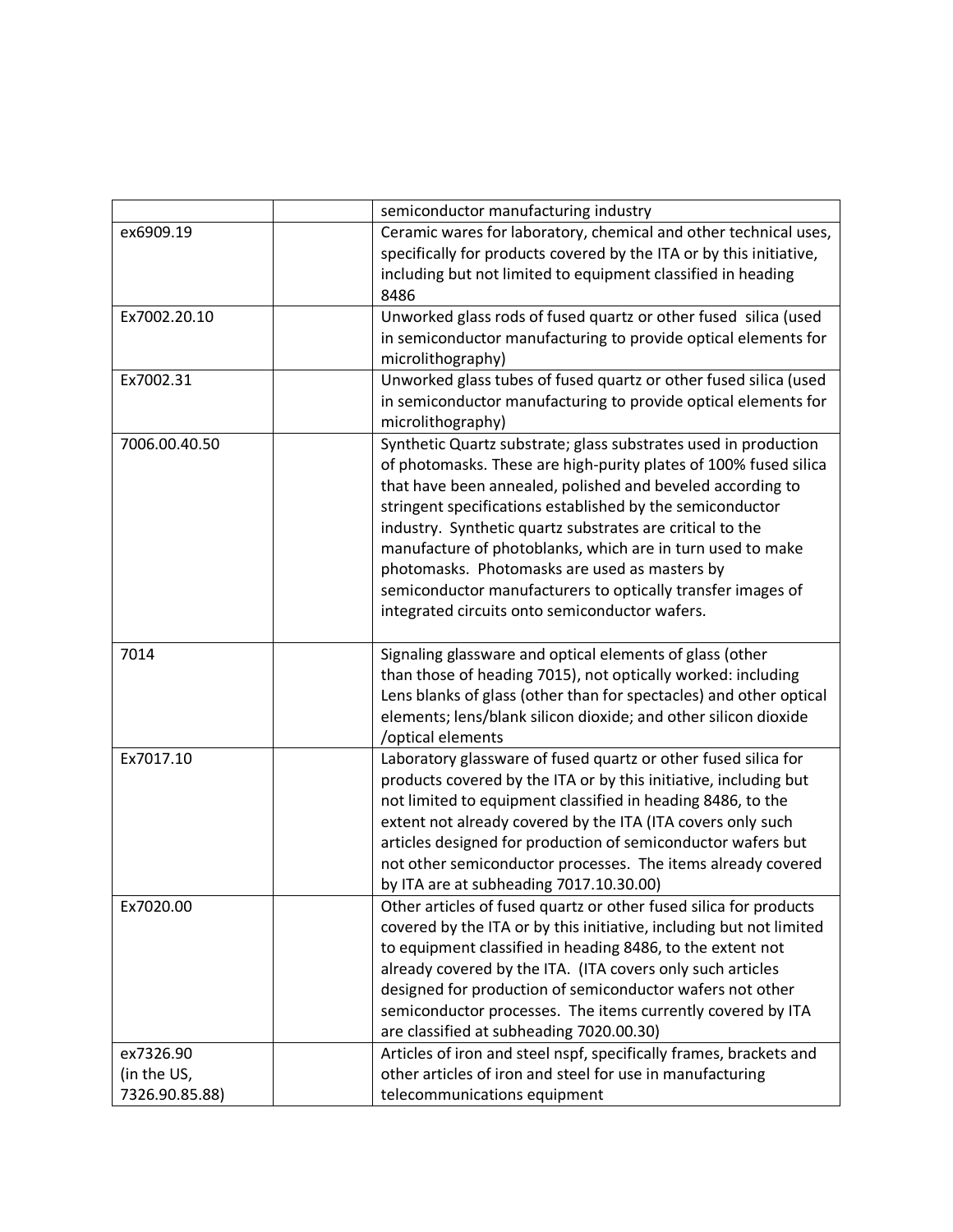| | | |
|---|---|---|
| | | semiconductor manufacturing industry |
| ex6909.19 | | Ceramic wares for laboratory, chemical and other technical uses, specifically for products covered by the ITA or by this initiative, including but not limited to equipment classified in heading 8486 |
| Ex7002.20.10 | | Unworked glass rods of fused quartz or other fused silica (used in semiconductor manufacturing to provide optical elements for microlithography) |
| Ex7002.31 | | Unworked glass tubes of fused quartz or other fused silica (used in semiconductor manufacturing to provide optical elements for microlithography) |
| 7006.00.40.50 | | Synthetic Quartz substrate; glass substrates used in production of photomasks. These are high-purity plates of 100% fused silica that have been annealed, polished and beveled according to stringent specifications established by the semiconductor industry. Synthetic quartz substrates are critical to the manufacture of photoblanks, which are in turn used to make photomasks. Photomasks are used as masters by semiconductor manufacturers to optically transfer images of integrated circuits onto semiconductor wafers. |
| 7014 | | Signaling glassware and optical elements of glass (other than those of heading 7015), not optically worked: including Lens blanks of glass (other than for spectacles) and other optical elements; lens/blank silicon dioxide; and other silicon dioxide /optical elements |
| Ex7017.10 | | Laboratory glassware of fused quartz or other fused silica for products covered by the ITA or by this initiative, including but not limited to equipment classified in heading 8486, to the extent not already covered by the ITA (ITA covers only such articles designed for production of semiconductor wafers but not other semiconductor processes. The items already covered by ITA are at subheading 7017.10.30.00) |
| Ex7020.00 | | Other articles of fused quartz or other fused silica for products covered by the ITA or by this initiative, including but not limited to equipment classified in heading 8486, to the extent not already covered by the ITA. (ITA covers only such articles designed for production of semiconductor wafers not other semiconductor processes. The items currently covered by ITA are classified at subheading 7020.00.30) |
| ex7326.90 (in the US, 7326.90.85.88) | | Articles of iron and steel nspf, specifically frames, brackets and other articles of iron and steel for use in manufacturing telecommunications equipment |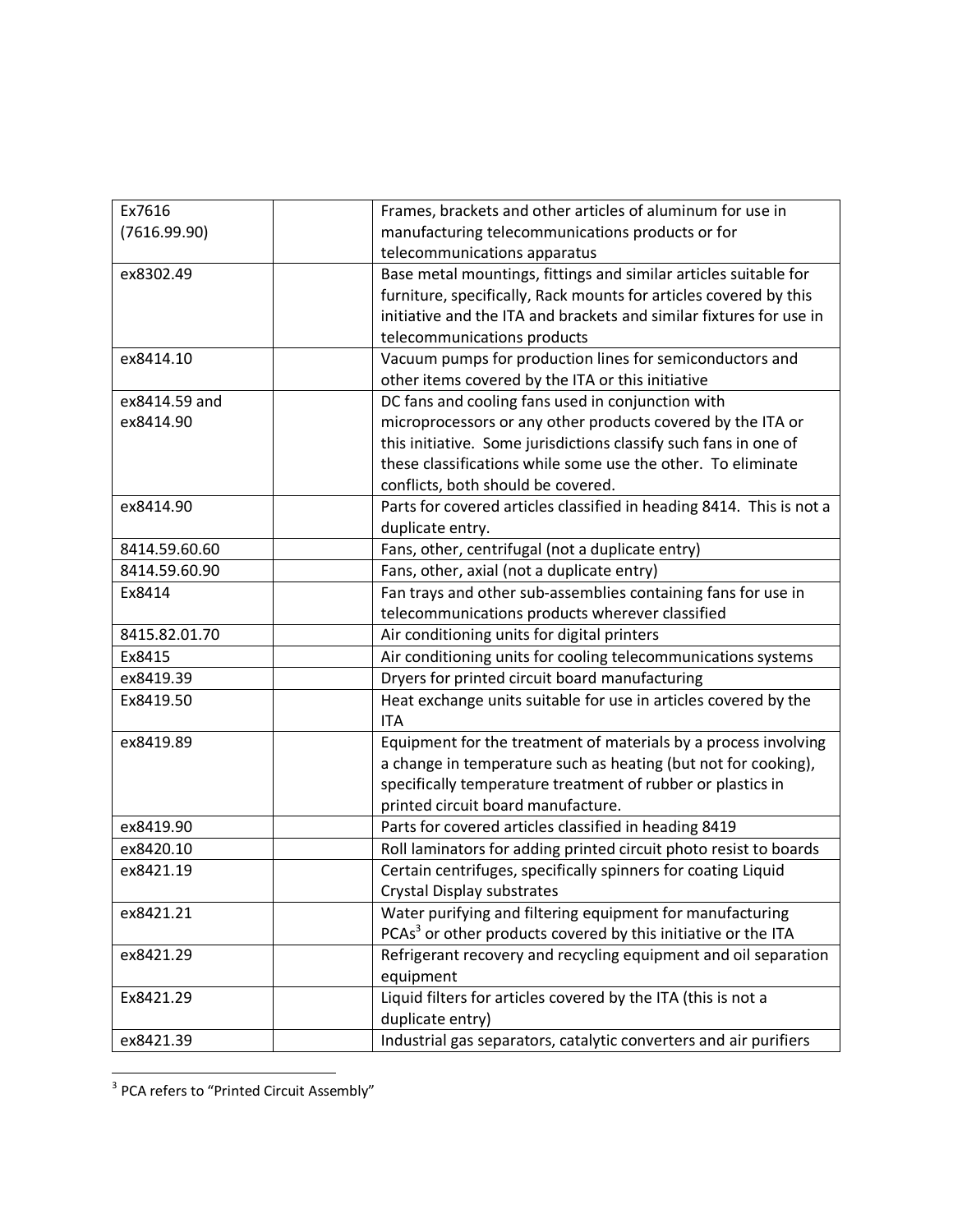| | | |
|---|---|---|
| Ex7616 (7616.99.90) | | Frames, brackets and other articles of aluminum for use in manufacturing telecommunications products or for telecommunications apparatus |
| ex8302.49 | | Base metal mountings, fittings and similar articles suitable for furniture, specifically, Rack mounts for articles covered by this initiative and the ITA and brackets and similar fixtures for use in telecommunications products |
| ex8414.10 | | Vacuum pumps for production lines for semiconductors and other items covered by the ITA or this initiative |
| ex8414.59 and ex8414.90 | | DC fans and cooling fans used in conjunction with microprocessors or any other products covered by the ITA or this initiative. Some jurisdictions classify such fans in one of these classifications while some use the other. To eliminate conflicts, both should be covered. |
| ex8414.90 | | Parts for covered articles classified in heading 8414. This is not a duplicate entry. |
| 8414.59.60.60 | | Fans, other, centrifugal (not a duplicate entry) |
| 8414.59.60.90 | | Fans, other, axial (not a duplicate entry) |
| Ex8414 | | Fan trays and other sub-assemblies containing fans for use in telecommunications products wherever classified |
| 8415.82.01.70 | | Air conditioning units for digital printers |
| Ex8415 | | Air conditioning units for cooling telecommunications systems |
| ex8419.39 | | Dryers for printed circuit board manufacturing |
| Ex8419.50 | | Heat exchange units suitable for use in articles covered by the ITA |
| ex8419.89 | | Equipment for the treatment of materials by a process involving a change in temperature such as heating (but not for cooking), specifically temperature treatment of rubber or plastics in printed circuit board manufacture. |
| ex8419.90 | | Parts for covered articles classified in heading 8419 |
| ex8420.10 | | Roll laminators for adding printed circuit photo resist to boards |
| ex8421.19 | | Certain centrifuges, specifically spinners for coating Liquid Crystal Display substrates |
| ex8421.21 | | Water purifying and filtering equipment for manufacturing PCAs[3] or other products covered by this initiative or the ITA |
| ex8421.29 | | Refrigerant recovery and recycling equipment and oil separation equipment |
| Ex8421.29 | | Liquid filters for articles covered by the ITA (this is not a duplicate entry) |
| ex8421.39 | | Industrial gas separators, catalytic converters and air purifiers |

[3] PCA refers to "Printed Circuit Assembly"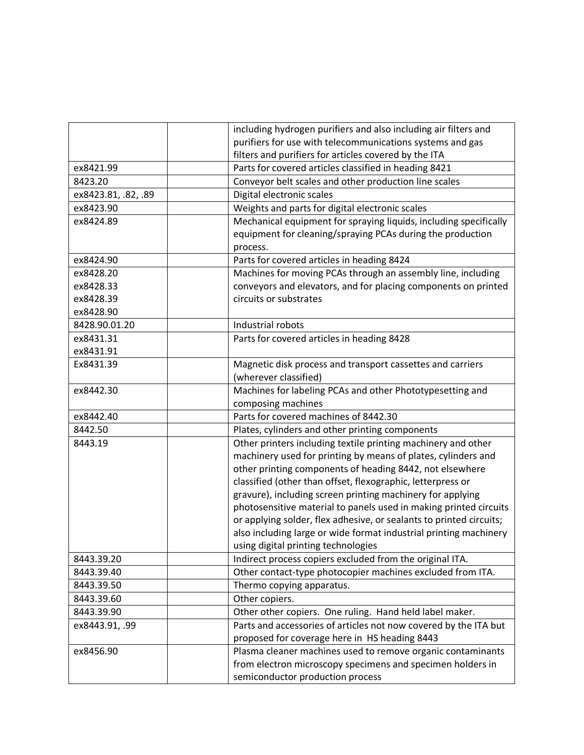| | | |
|---|---|---|
| | | including hydrogen purifiers and also including air filters and purifiers for use with telecommunications systems and gas filters and purifiers for articles covered by the ITA |
| ex8421.99 | | Parts for covered articles classified in heading 8421 |
| 8423.20 | | Conveyor belt scales and other production line scales |
| ex8423.81, .82, .89 | | Digital electronic scales |
| ex8423.90 | | Weights and parts for digital electronic scales |
| ex8424.89 | | Mechanical equipment for spraying liquids, including specifically equipment for cleaning/spraying PCAs during the production process. |
| ex8424.90 | | Parts for covered articles in heading 8424 |
| ex8428.20<br>ex8428.33<br>ex8428.39<br>ex8428.90 | | Machines for moving PCAs through an assembly line, including conveyors and elevators, and for placing components on printed circuits or substrates |
| 8428.90.01.20 | | Industrial robots |
| ex8431.31<br>ex8431.91 | | Parts for covered articles in heading 8428 |
| Ex8431.39 | | Magnetic disk process and transport cassettes and carriers (wherever classified) |
| ex8442.30 | | Machines for labeling PCAs and other Phototypesetting and composing machines |
| ex8442.40 | | Parts for covered machines of 8442.30 |
| 8442.50 | | Plates, cylinders and other printing components |
| 8443.19 | | Other printers including textile printing machinery and other machinery used for printing by means of plates, cylinders and other printing components of heading 8442, not elsewhere classified (other than offset, flexographic, letterpress or gravure), including screen printing machinery for applying photosensitive material to panels used in making printed circuits or applying solder, flex adhesive, or sealants to printed circuits; also including large or wide format industrial printing machinery using digital printing technologies |
| 8443.39.20 | | Indirect process copiers excluded from the original ITA. |
| 8443.39.40 | | Other contact-type photocopier machines excluded from ITA. |
| 8443.39.50 | | Thermo copying apparatus. |
| 8443.39.60 | | Other copiers. |
| 8443.39.90 | | Other other copiers. One ruling. Hand held label maker. |
| ex8443.91, .99 | | Parts and accessories of articles not now covered by the ITA but proposed for coverage here in HS heading 8443 |
| ex8456.90 | | Plasma cleaner machines used to remove organic contaminants from electron microscopy specimens and specimen holders in semiconductor production process |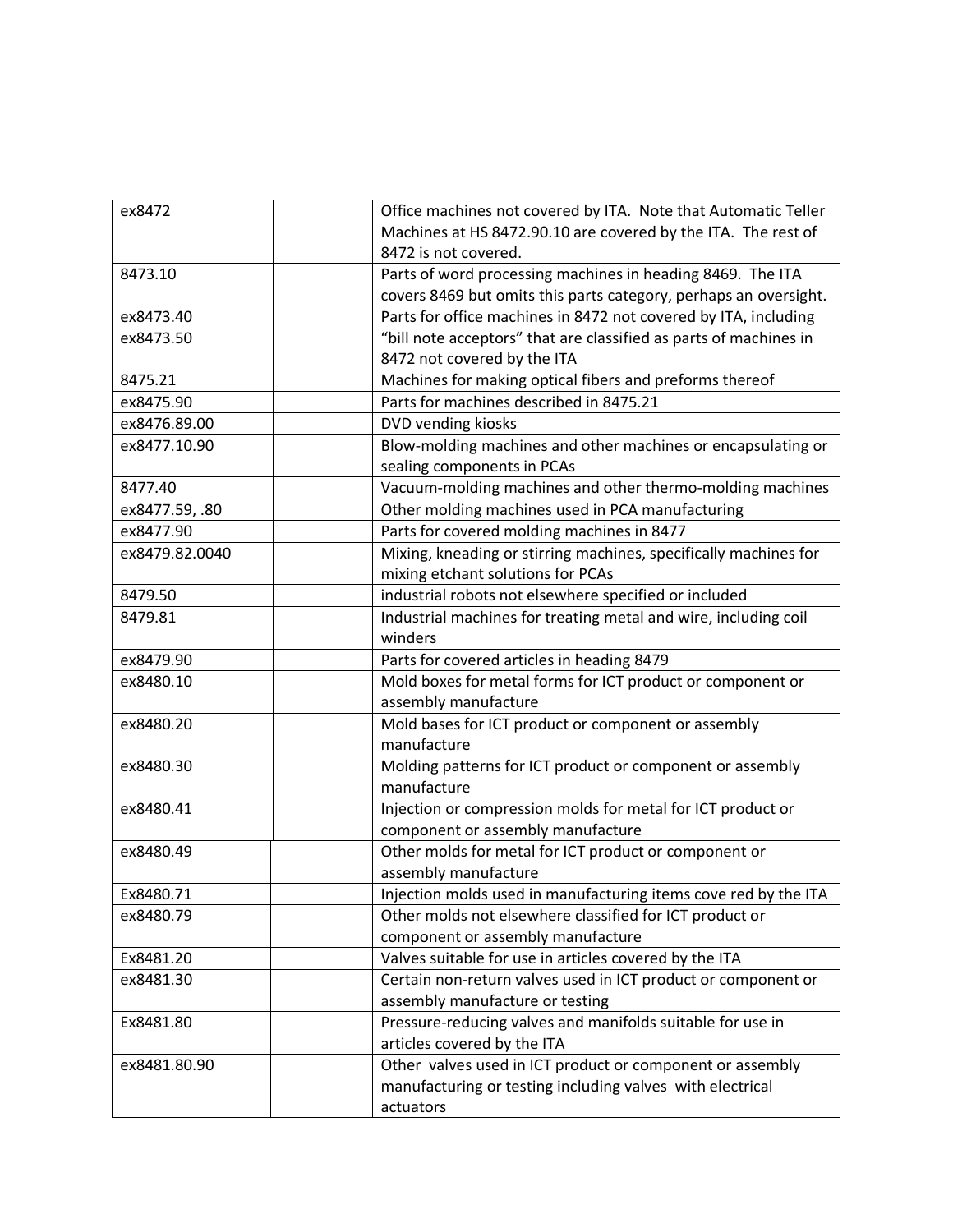| | | |
|---|---|---|
| ex8472 | | Office machines not covered by ITA. Note that Automatic Teller Machines at HS 8472.90.10 are covered by the ITA. The rest of 8472 is not covered. |
| 8473.10 | | Parts of word processing machines in heading 8469. The ITA covers 8469 but omits this parts category, perhaps an oversight. |
| ex8473.40<br>ex8473.50 | | Parts for office machines in 8472 not covered by ITA, including “bill note acceptors” that are classified as parts of machines in 8472 not covered by the ITA |
| 8475.21 | | Machines for making optical fibers and preforms thereof |
| ex8475.90 | | Parts for machines described in 8475.21 |
| ex8476.89.00 | | DVD vending kiosks |
| ex8477.10.90 | | Blow-molding machines and other machines or encapsulating or sealing components in PCAs |
| 8477.40 | | Vacuum-molding machines and other thermo-molding machines |
| ex8477.59, .80 | | Other molding machines used in PCA manufacturing |
| ex8477.90 | | Parts for covered molding machines in 8477 |
| ex8479.82.0040 | | Mixing, kneading or stirring machines, specifically machines for mixing etchant solutions for PCAs |
| 8479.50 | | industrial robots not elsewhere specified or included |
| 8479.81 | | Industrial machines for treating metal and wire, including coil winders |
| ex8479.90 | | Parts for covered articles in heading 8479 |
| ex8480.10 | | Mold boxes for metal forms for ICT product or component or assembly manufacture |
| ex8480.20 | | Mold bases for ICT product or component or assembly manufacture |
| ex8480.30 | | Molding patterns for ICT product or component or assembly manufacture |
| ex8480.41 | | Injection or compression molds for metal for ICT product or component or assembly manufacture |
| ex8480.49 | | Other molds for metal for ICT product or component or assembly manufacture |
| Ex8480.71 | | Injection molds used in manufacturing items cove red by the ITA |
| ex8480.79 | | Other molds not elsewhere classified for ICT product or component or assembly manufacture |
| Ex8481.20 | | Valves suitable for use in articles covered by the ITA |
| ex8481.30 | | Certain non-return valves used in ICT product or component or assembly manufacture or testing |
| Ex8481.80 | | Pressure-reducing valves and manifolds suitable for use in articles covered by the ITA |
| ex8481.80.90 | | Other valves used in ICT product or component or assembly manufacturing or testing including valves with electrical actuators |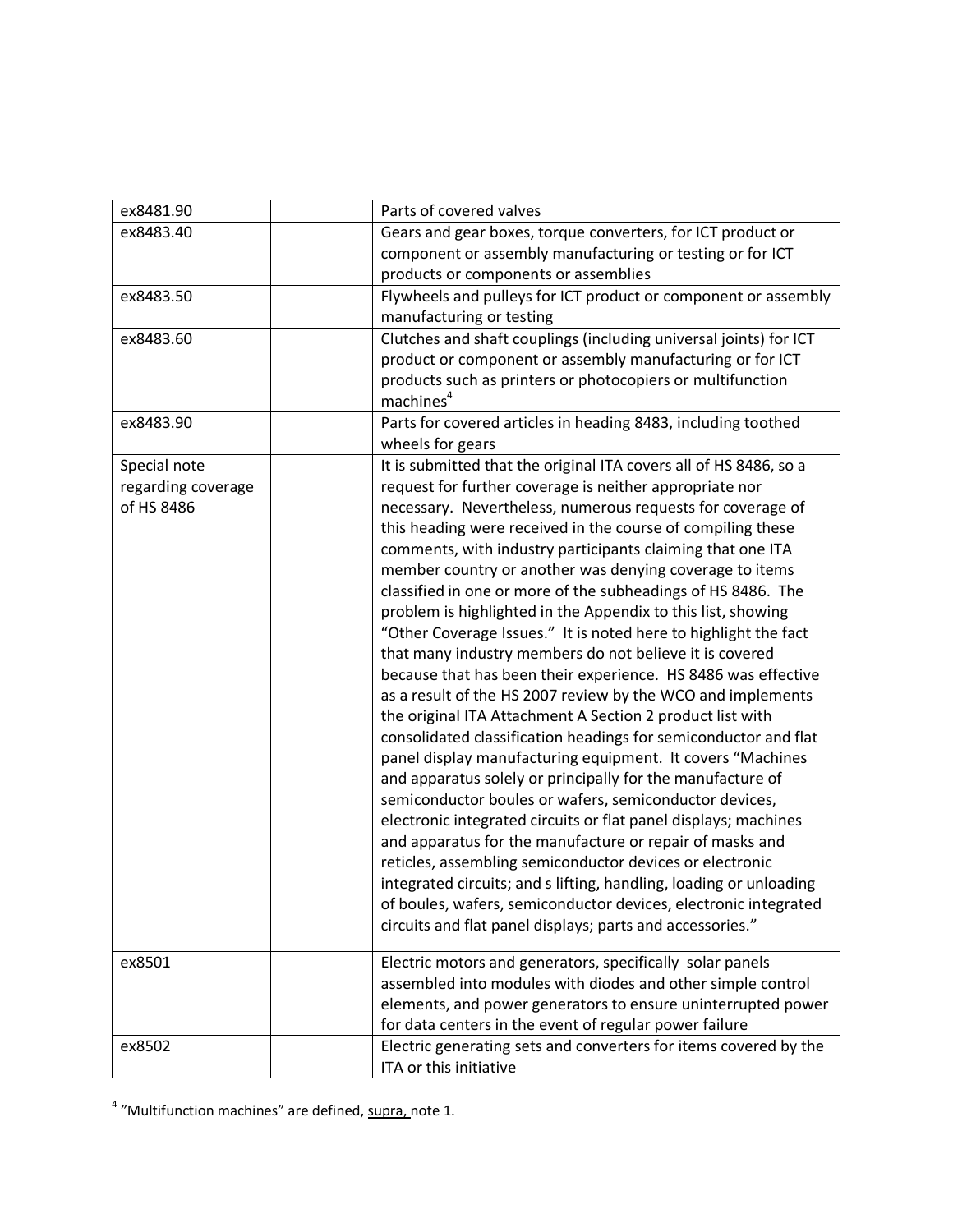| | | |
|---|---|---|
| ex8481.90 | | Parts of covered valves |
| ex8483.40 | | Gears and gear boxes, torque converters, for ICT product or component or assembly manufacturing or testing or for ICT products or components or assemblies |
| ex8483.50 | | Flywheels and pulleys for ICT product or component or assembly manufacturing or testing |
| ex8483.60 | | Clutches and shaft couplings (including universal joints) for ICT product or component or assembly manufacturing or for ICT products such as printers or photocopiers or multifunction machines[4] |
| ex8483.90 | | Parts for covered articles in heading 8483, including toothed wheels for gears |
| Special note regarding coverage of HS 8486 | | It is submitted that the original ITA covers all of HS 8486, so a request for further coverage is neither appropriate nor necessary. Nevertheless, numerous requests for coverage of this heading were received in the course of compiling these comments, with industry participants claiming that one ITA member country or another was denying coverage to items classified in one or more of the subheadings of HS 8486. The problem is highlighted in the Appendix to this list, showing "Other Coverage Issues." It is noted here to highlight the fact that many industry members do not believe it is covered because that has been their experience. HS 8486 was effective as a result of the HS 2007 review by the WCO and implements the original ITA Attachment A Section 2 product list with consolidated classification headings for semiconductor and flat panel display manufacturing equipment. It covers "Machines and apparatus solely or principally for the manufacture of semiconductor boules or wafers, semiconductor devices, electronic integrated circuits or flat panel displays; machines and apparatus for the manufacture or repair of masks and reticles, assembling semiconductor devices or electronic integrated circuits; and s lifting, handling, loading or unloading of boules, wafers, semiconductor devices, electronic integrated circuits and flat panel displays; parts and accessories." |
| ex8501 | | Electric motors and generators, specifically solar panels assembled into modules with diodes and other simple control elements, and power generators to ensure uninterrupted power for data centers in the event of regular power failure |
| ex8502 | | Electric generating sets and converters for items covered by the ITA or this initiative |

[4] "Multifunction machines" are defined, supra, note 1.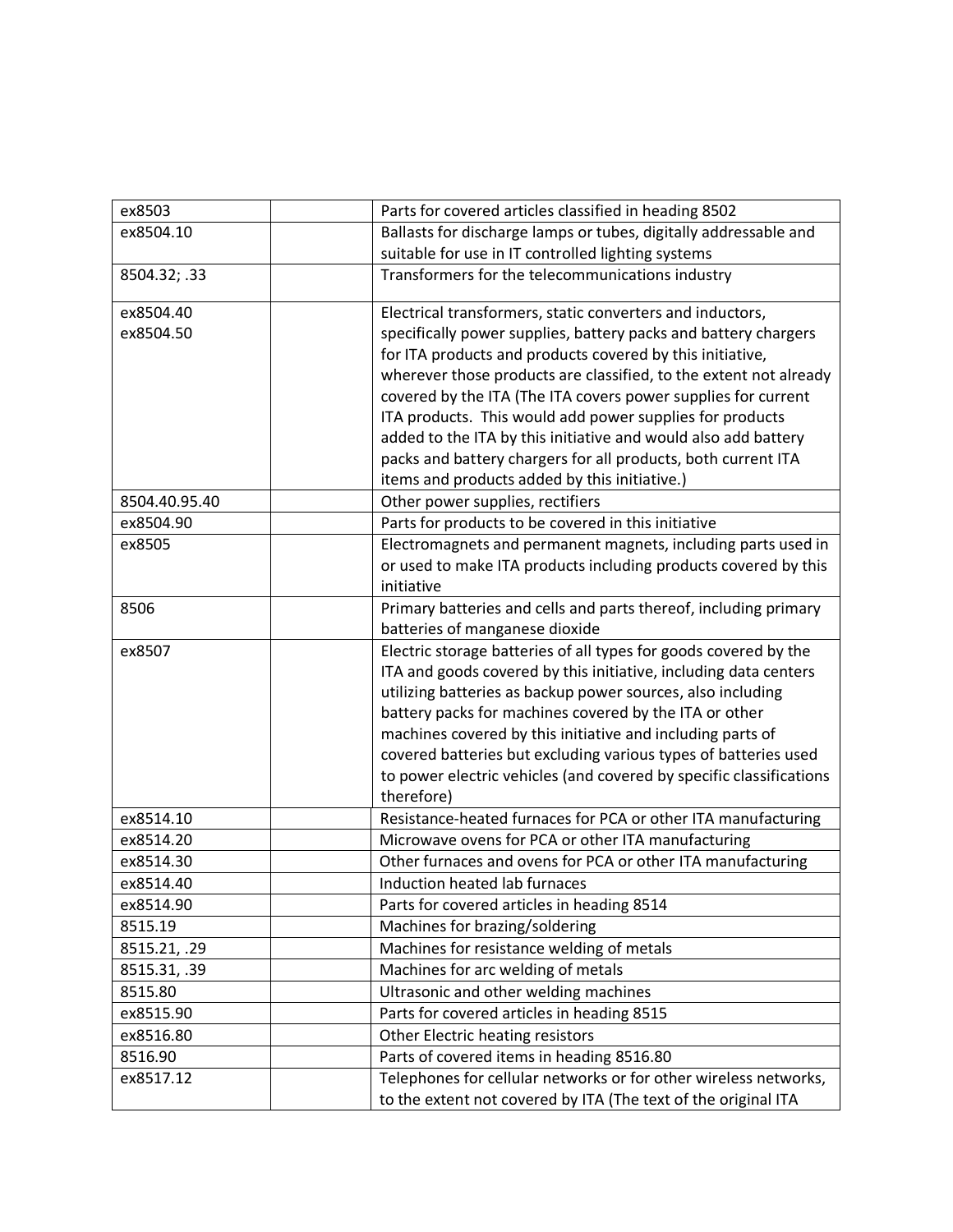| | | |
|---|---|---|
| ex8503 | | Parts for covered articles classified in heading 8502 |
| ex8504.10 | | Ballasts for discharge lamps or tubes, digitally addressable and suitable for use in IT controlled lighting systems |
| 8504.32; .33 | | Transformers for the telecommunications industry |
| ex8504.40<br>ex8504.50 | | Electrical transformers, static converters and inductors, specifically power supplies, battery packs and battery chargers for ITA products and products covered by this initiative, wherever those products are classified, to the extent not already covered by the ITA (The ITA covers power supplies for current ITA products. This would add power supplies for products added to the ITA by this initiative and would also add battery packs and battery chargers for all products, both current ITA items and products added by this initiative.) |
| 8504.40.95.40 | | Other power supplies, rectifiers |
| ex8504.90 | | Parts for products to be covered in this initiative |
| ex8505 | | Electromagnets and permanent magnets, including parts used in or used to make ITA products including products covered by this initiative |
| 8506 | | Primary batteries and cells and parts thereof, including primary batteries of manganese dioxide |
| ex8507 | | Electric storage batteries of all types for goods covered by the ITA and goods covered by this initiative, including data centers utilizing batteries as backup power sources, also including battery packs for machines covered by the ITA or other machines covered by this initiative and including parts of covered batteries but excluding various types of batteries used to power electric vehicles (and covered by specific classifications therefore) |
| ex8514.10 | | Resistance-heated furnaces for PCA or other ITA manufacturing |
| ex8514.20 | | Microwave ovens for PCA or other ITA manufacturing |
| ex8514.30 | | Other furnaces and ovens for PCA or other ITA manufacturing |
| ex8514.40 | | Induction heated lab furnaces |
| ex8514.90 | | Parts for covered articles in heading 8514 |
| 8515.19 | | Machines for brazing/soldering |
| 8515.21, .29 | | Machines for resistance welding of metals |
| 8515.31, .39 | | Machines for arc welding of metals |
| 8515.80 | | Ultrasonic and other welding machines |
| ex8515.90 | | Parts for covered articles in heading 8515 |
| ex8516.80 | | Other Electric heating resistors |
| 8516.90 | | Parts of covered items in heading 8516.80 |
| ex8517.12 | | Telephones for cellular networks or for other wireless networks, to the extent not covered by ITA (The text of the original ITA |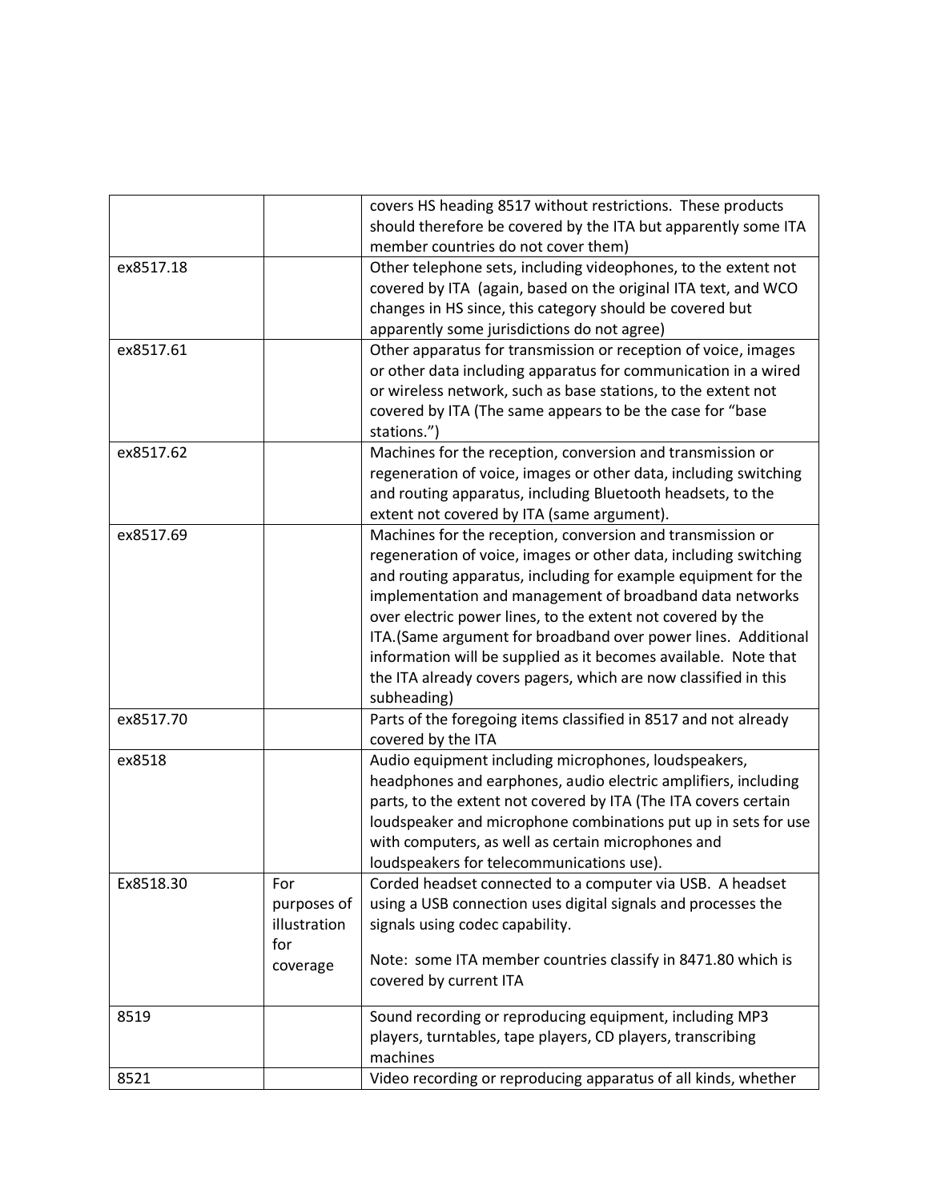| | | |
|---|---|---|
| | | covers HS heading 8517 without restrictions. These products should therefore be covered by the ITA but apparently some ITA member countries do not cover them) |
| ex8517.18 | | Other telephone sets, including videophones, to the extent not covered by ITA (again, based on the original ITA text, and WCO changes in HS since, this category should be covered but apparently some jurisdictions do not agree) |
| ex8517.61 | | Other apparatus for transmission or reception of voice, images or other data including apparatus for communication in a wired or wireless network, such as base stations, to the extent not covered by ITA (The same appears to be the case for "base stations.") |
| ex8517.62 | | Machines for the reception, conversion and transmission or regeneration of voice, images or other data, including switching and routing apparatus, including Bluetooth headsets, to the extent not covered by ITA (same argument). |
| ex8517.69 | | Machines for the reception, conversion and transmission or regeneration of voice, images or other data, including switching and routing apparatus, including for example equipment for the implementation and management of broadband data networks over electric power lines, to the extent not covered by the ITA.(Same argument for broadband over power lines. Additional information will be supplied as it becomes available. Note that the ITA already covers pagers, which are now classified in this subheading) |
| ex8517.70 | | Parts of the foregoing items classified in 8517 and not already covered by the ITA |
| ex8518 | | Audio equipment including microphones, loudspeakers, headphones and earphones, audio electric amplifiers, including parts, to the extent not covered by ITA (The ITA covers certain loudspeaker and microphone combinations put up in sets for use with computers, as well as certain microphones and loudspeakers for telecommunications use). |
| Ex8518.30 | For purposes of illustration for coverage | Corded headset connected to a computer via USB. A headset using a USB connection uses digital signals and processes the signals using codec capability.<br><br>Note: some ITA member countries classify in 8471.80 which is covered by current ITA |
| 8519 | | Sound recording or reproducing equipment, including MP3 players, turntables, tape players, CD players, transcribing machines |
| 8521 | | Video recording or reproducing apparatus of all kinds, whether |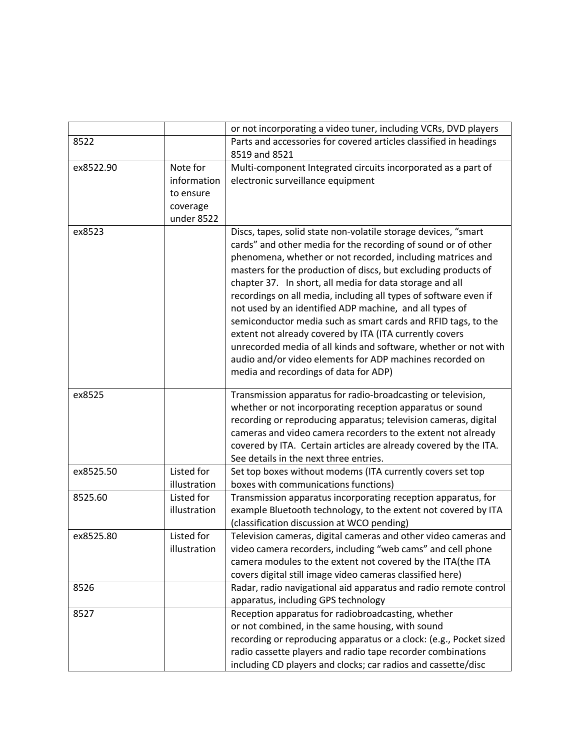| | | |
|---|---|---|
| | | or not incorporating a video tuner, including VCRs, DVD players |
| 8522 | | Parts and accessories for covered articles classified in headings 8519 and 8521 |
| ex8522.90 | Note for information to ensure coverage under 8522 | Multi-component Integrated circuits incorporated as a part of electronic surveillance equipment |
| ex8523 | | Discs, tapes, solid state non-volatile storage devices, "smart cards" and other media for the recording of sound or of other phenomena, whether or not recorded, including matrices and masters for the production of discs, but excluding products of chapter 37. In short, all media for data storage and all recordings on all media, including all types of software even if not used by an identified ADP machine, and all types of semiconductor media such as smart cards and RFID tags, to the extent not already covered by ITA (ITA currently covers unrecorded media of all kinds and software, whether or not with audio and/or video elements for ADP machines recorded on media and recordings of data for ADP) |
| ex8525 | | Transmission apparatus for radio-broadcasting or television, whether or not incorporating reception apparatus or sound recording or reproducing apparatus; television cameras, digital cameras and video camera recorders to the extent not already covered by ITA. Certain articles are already covered by the ITA. See details in the next three entries. |
| ex8525.50 | Listed for illustration | Set top boxes without modems (ITA currently covers set top boxes with communications functions) |
| 8525.60 | Listed for illustration | Transmission apparatus incorporating reception apparatus, for example Bluetooth technology, to the extent not covered by ITA (classification discussion at WCO pending) |
| ex8525.80 | Listed for illustration | Television cameras, digital cameras and other video cameras and video camera recorders, including "web cams" and cell phone camera modules to the extent not covered by the ITA(the ITA covers digital still image video cameras classified here) |
| 8526 | | Radar, radio navigational aid apparatus and radio remote control apparatus, including GPS technology |
| 8527 | | Reception apparatus for radiobroadcasting, whether or not combined, in the same housing, with sound recording or reproducing apparatus or a clock: (e.g., Pocket sized radio cassette players and radio tape recorder combinations including CD players and clocks; car radios and cassette/disc |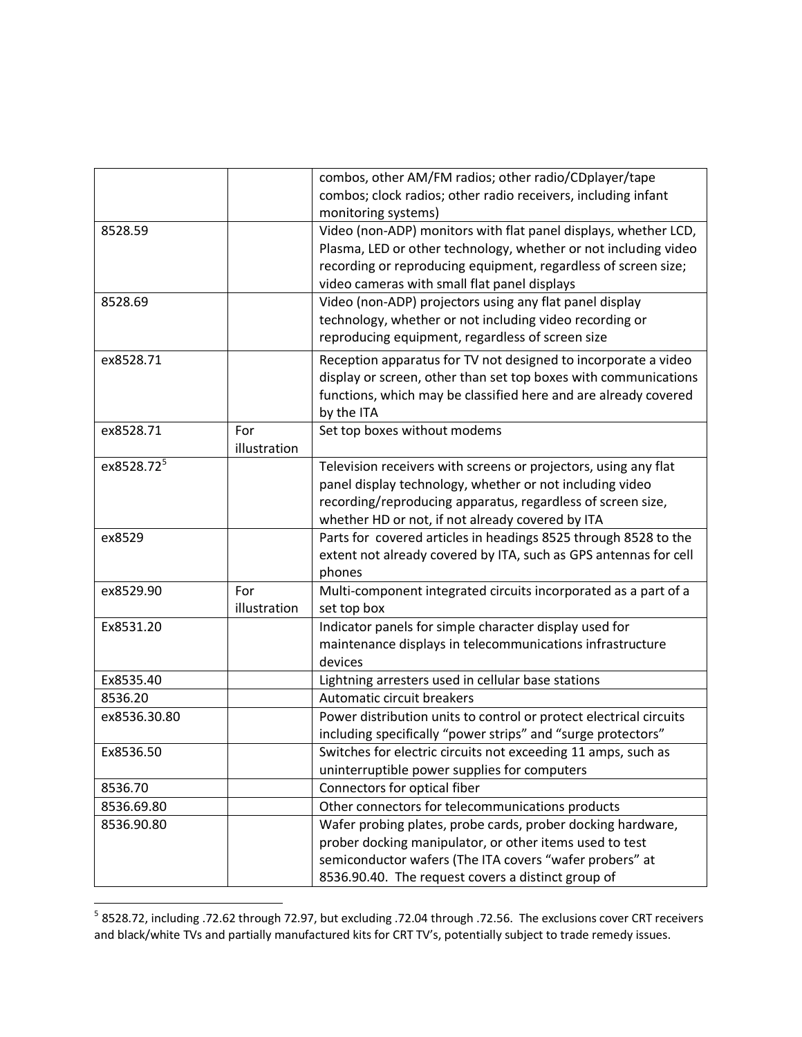| | | |
|---|---|---|
| | | combos, other AM/FM radios; other radio/CDplayer/tape combos; clock radios; other radio receivers, including infant monitoring systems) |
| 8528.59 | | Video (non-ADP) monitors with flat panel displays, whether LCD, Plasma, LED or other technology, whether or not including video recording or reproducing equipment, regardless of screen size; video cameras with small flat panel displays |
| 8528.69 | | Video (non-ADP) projectors using any flat panel display technology, whether or not including video recording or reproducing equipment, regardless of screen size |
| ex8528.71 | | Reception apparatus for TV not designed to incorporate a video display or screen, other than set top boxes with communications functions, which may be classified here and are already covered by the ITA |
| ex8528.71 | For illustration | Set top boxes without modems |
| ex8528.72[5] | | Television receivers with screens or projectors, using any flat panel display technology, whether or not including video recording/reproducing apparatus, regardless of screen size, whether HD or not, if not already covered by ITA |
| ex8529 | | Parts for covered articles in headings 8525 through 8528 to the extent not already covered by ITA, such as GPS antennas for cell phones |
| ex8529.90 | For illustration | Multi-component integrated circuits incorporated as a part of a set top box |
| Ex8531.20 | | Indicator panels for simple character display used for maintenance displays in telecommunications infrastructure devices |
| Ex8535.40 | | Lightning arresters used in cellular base stations |
| 8536.20 | | Automatic circuit breakers |
| ex8536.30.80 | | Power distribution units to control or protect electrical circuits including specifically "power strips" and "surge protectors" |
| Ex8536.50 | | Switches for electric circuits not exceeding 11 amps, such as uninterruptible power supplies for computers |
| 8536.70 | | Connectors for optical fiber |
| 8536.69.80 | | Other connectors for telecommunications products |
| 8536.90.80 | | Wafer probing plates, probe cards, prober docking hardware, prober docking manipulator, or other items used to test semiconductor wafers (The ITA covers "wafer probers" at 8536.90.40. The request covers a distinct group of |

[5] 8528.72, including .72.62 through 72.97, but excluding .72.04 through .72.56. The exclusions cover CRT receivers and black/white TVs and partially manufactured kits for CRT TV's, potentially subject to trade remedy issues.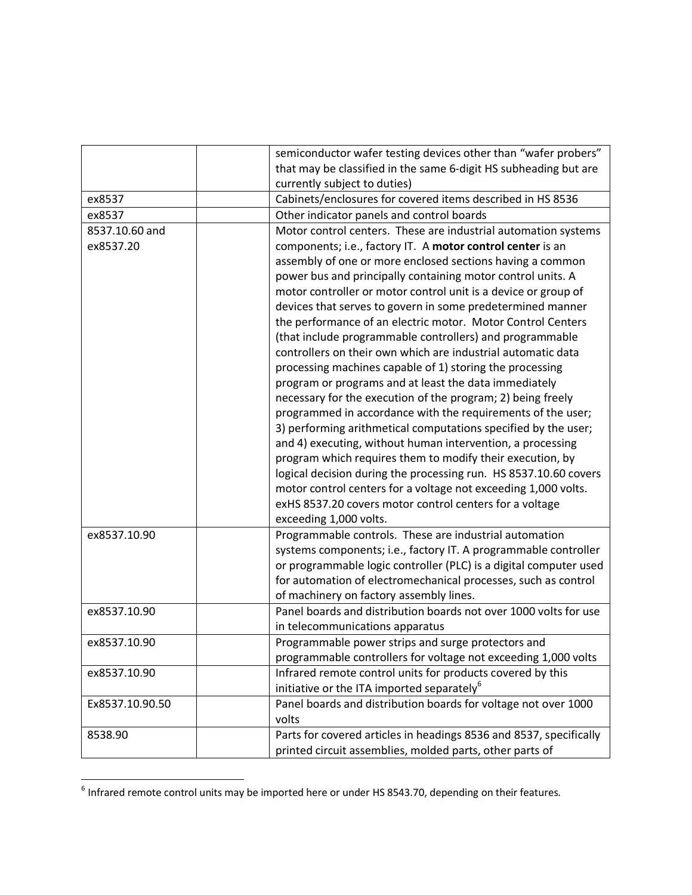| | | |
|---|---|---|
| | | semiconductor wafer testing devices other than "wafer probers" that may be classified in the same 6-digit HS subheading but are currently subject to duties) |
| ex8537 | | Cabinets/enclosures for covered items described in HS 8536 |
| ex8537 | | Other indicator panels and control boards |
| 8537.10.60 and ex8537.20 | | Motor control centers. These are industrial automation systems components; i.e., factory IT. A **motor control center** is an assembly of one or more enclosed sections having a common power bus and principally containing motor control units. A motor controller or motor control unit is a device or group of devices that serves to govern in some predetermined manner the performance of an electric motor. Motor Control Centers (that include programmable controllers) and programmable controllers on their own which are industrial automatic data processing machines capable of 1) storing the processing program or programs and at least the data immediately necessary for the execution of the program; 2) being freely programmed in accordance with the requirements of the user; 3) performing arithmetical computations specified by the user; and 4) executing, without human intervention, a processing program which requires them to modify their execution, by logical decision during the processing run. HS 8537.10.60 covers motor control centers for a voltage not exceeding 1,000 volts. exHS 8537.20 covers motor control centers for a voltage exceeding 1,000 volts. |
| ex8537.10.90 | | Programmable controls. These are industrial automation systems components; i.e., factory IT. A programmable controller or programmable logic controller (PLC) is a digital computer used for automation of electromechanical processes, such as control of machinery on factory assembly lines. |
| ex8537.10.90 | | Panel boards and distribution boards not over 1000 volts for use in telecommunications apparatus |
| ex8537.10.90 | | Programmable power strips and surge protectors and programmable controllers for voltage not exceeding 1,000 volts |
| ex8537.10.90 | | Infrared remote control units for products covered by this initiative or the ITA imported separately[6] |
| Ex8537.10.90.50 | | Panel boards and distribution boards for voltage not over 1000 volts |
| 8538.90 | | Parts for covered articles in headings 8536 and 8537, specifically printed circuit assemblies, molded parts, other parts of |

[6] Infrared remote control units may be imported here or under HS 8543.70, depending on their features.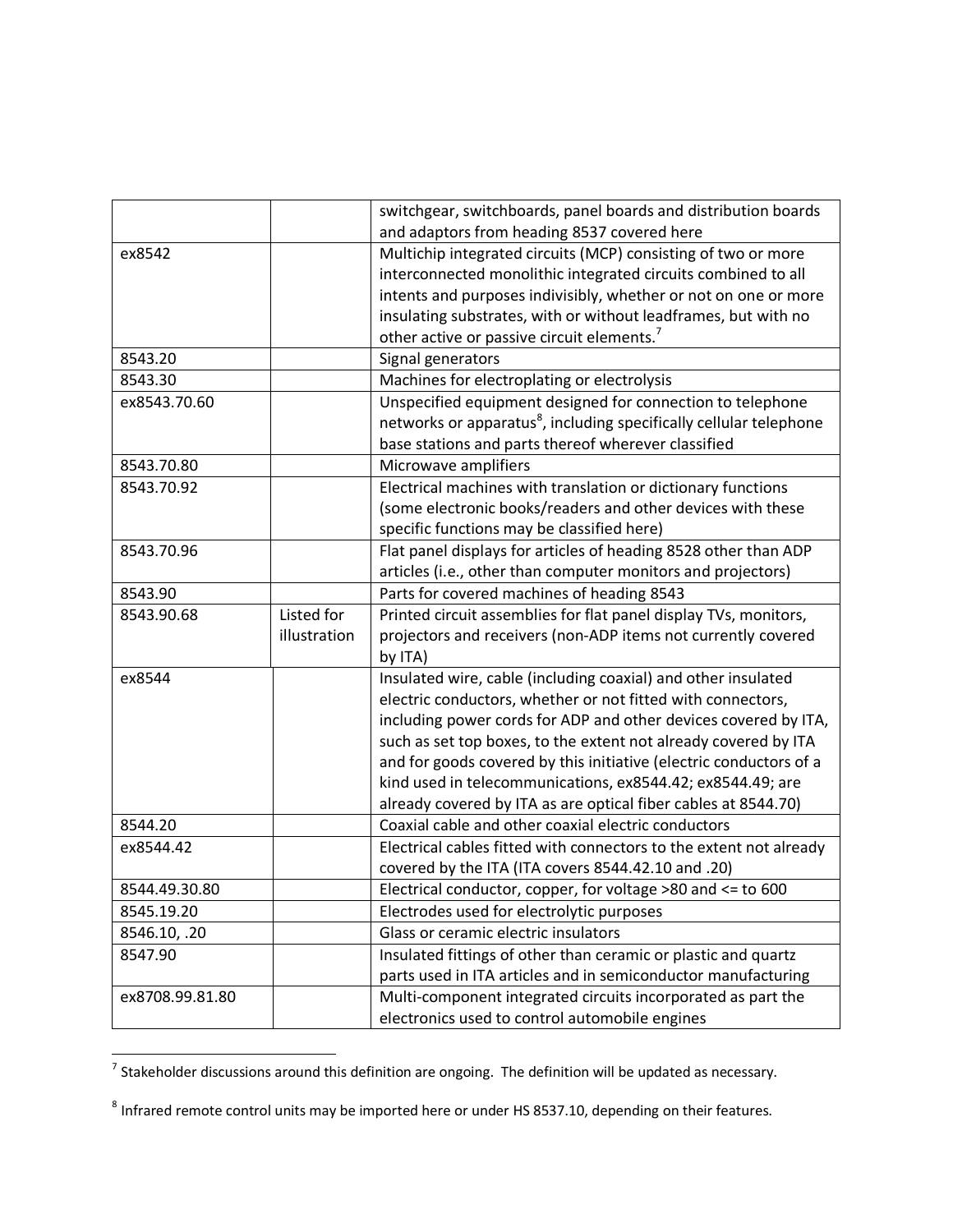| | | |
|---|---|---|
| | | switchgear, switchboards, panel boards and distribution boards and adaptors from heading 8537 covered here |
| ex8542 | | Multichip integrated circuits (MCP) consisting of two or more interconnected monolithic integrated circuits combined to all intents and purposes indivisibly, whether or not on one or more insulating substrates, with or without leadframes, but with no other active or passive circuit elements.[7] |
| 8543.20 | | Signal generators |
| 8543.30 | | Machines for electroplating or electrolysis |
| ex8543.70.60 | | Unspecified equipment designed for connection to telephone networks or apparatus[8], including specifically cellular telephone base stations and parts thereof wherever classified |
| 8543.70.80 | | Microwave amplifiers |
| 8543.70.92 | | Electrical machines with translation or dictionary functions (some electronic books/readers and other devices with these specific functions may be classified here) |
| 8543.70.96 | | Flat panel displays for articles of heading 8528 other than ADP articles (i.e., other than computer monitors and projectors) |
| 8543.90 | | Parts for covered machines of heading 8543 |
| 8543.90.68 | Listed for illustration | Printed circuit assemblies for flat panel display TVs, monitors, projectors and receivers (non-ADP items not currently covered by ITA) |
| ex8544 | | Insulated wire, cable (including coaxial) and other insulated electric conductors, whether or not fitted with connectors, including power cords for ADP and other devices covered by ITA, such as set top boxes, to the extent not already covered by ITA and for goods covered by this initiative (electric conductors of a kind used in telecommunications, ex8544.42; ex8544.49; are already covered by ITA as are optical fiber cables at 8544.70) |
| 8544.20 | | Coaxial cable and other coaxial electric conductors |
| ex8544.42 | | Electrical cables fitted with connectors to the extent not already covered by the ITA (ITA covers 8544.42.10 and .20) |
| 8544.49.30.80 | | Electrical conductor, copper, for voltage >80 and <= to 600 |
| 8545.19.20 | | Electrodes used for electrolytic purposes |
| 8546.10, .20 | | Glass or ceramic electric insulators |
| 8547.90 | | Insulated fittings of other than ceramic or plastic and quartz parts used in ITA articles and in semiconductor manufacturing |
| ex8708.99.81.80 | | Multi-component integrated circuits incorporated as part the electronics used to control automobile engines |

[7] Stakeholder discussions around this definition are ongoing. The definition will be updated as necessary.

[8] Infrared remote control units may be imported here or under HS 8537.10, depending on their features.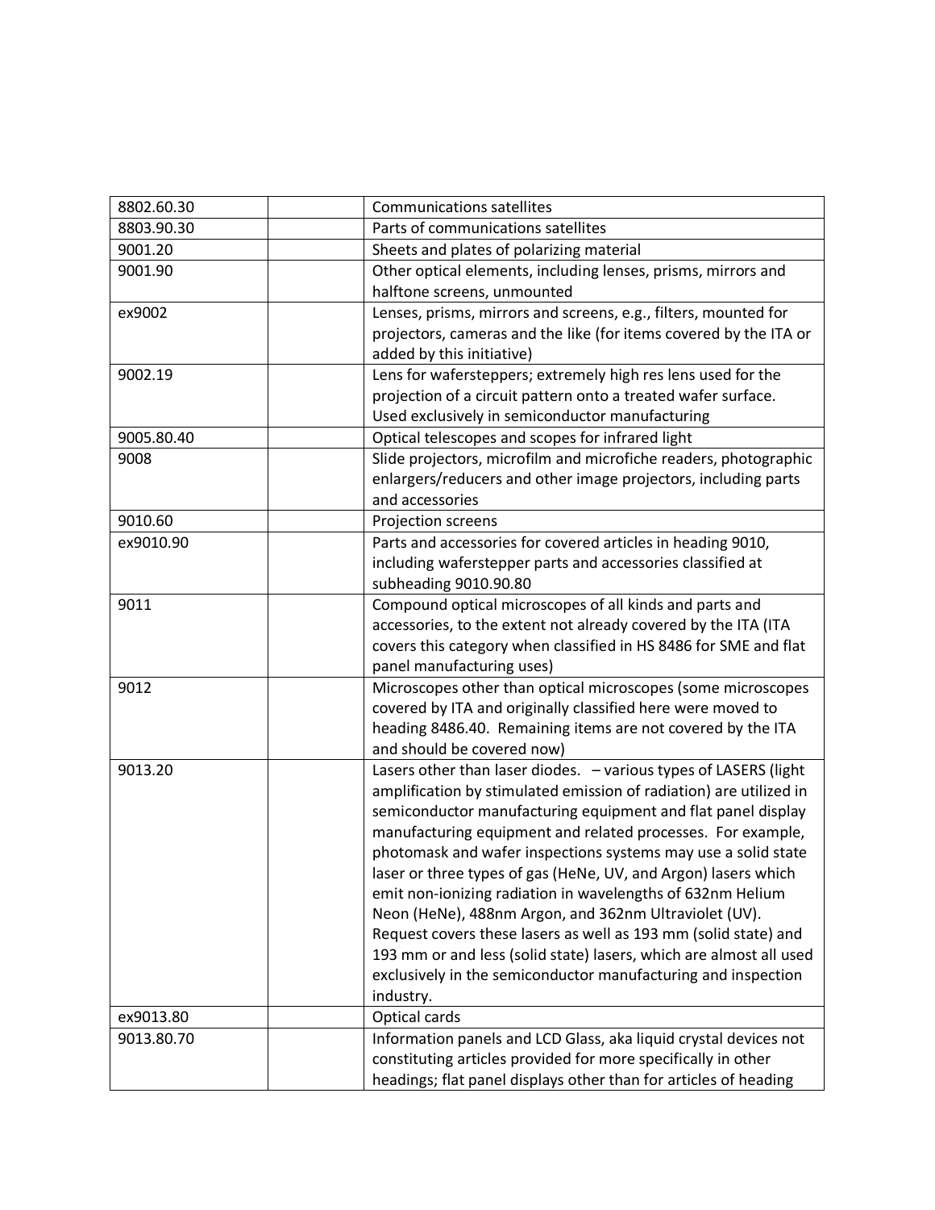| | | |
|---|---|---|
| 8802.60.30 | | Communications satellites |
| 8803.90.30 | | Parts of communications satellites |
| 9001.20 | | Sheets and plates of polarizing material |
| 9001.90 | | Other optical elements, including lenses, prisms, mirrors and halftone screens, unmounted |
| ex9002 | | Lenses, prisms, mirrors and screens, e.g., filters, mounted for projectors, cameras and the like (for items covered by the ITA or added by this initiative) |
| 9002.19 | | Lens for wafersteppers; extremely high res lens used for the projection of a circuit pattern onto a treated wafer surface. Used exclusively in semiconductor manufacturing |
| 9005.80.40 | | Optical telescopes and scopes for infrared light |
| 9008 | | Slide projectors, microfilm and microfiche readers, photographic enlargers/reducers and other image projectors, including parts and accessories |
| 9010.60 | | Projection screens |
| ex9010.90 | | Parts and accessories for covered articles in heading 9010, including waferstepper parts and accessories classified at subheading 9010.90.80 |
| 9011 | | Compound optical microscopes of all kinds and parts and accessories, to the extent not already covered by the ITA (ITA covers this category when classified in HS 8486 for SME and flat panel manufacturing uses) |
| 9012 | | Microscopes other than optical microscopes (some microscopes covered by ITA and originally classified here were moved to heading 8486.40. Remaining items are not covered by the ITA and should be covered now) |
| 9013.20 | | Lasers other than laser diodes. – various types of LASERS (light amplification by stimulated emission of radiation) are utilized in semiconductor manufacturing equipment and flat panel display manufacturing equipment and related processes. For example, photomask and wafer inspections systems may use a solid state laser or three types of gas (HeNe, UV, and Argon) lasers which emit non-ionizing radiation in wavelengths of 632nm Helium Neon (HeNe), 488nm Argon, and 362nm Ultraviolet (UV). Request covers these lasers as well as 193 mm (solid state) and 193 mm or and less (solid state) lasers, which are almost all used exclusively in the semiconductor manufacturing and inspection industry. |
| ex9013.80 | | Optical cards |
| 9013.80.70 | | Information panels and LCD Glass, aka liquid crystal devices not constituting articles provided for more specifically in other headings; flat panel displays other than for articles of heading |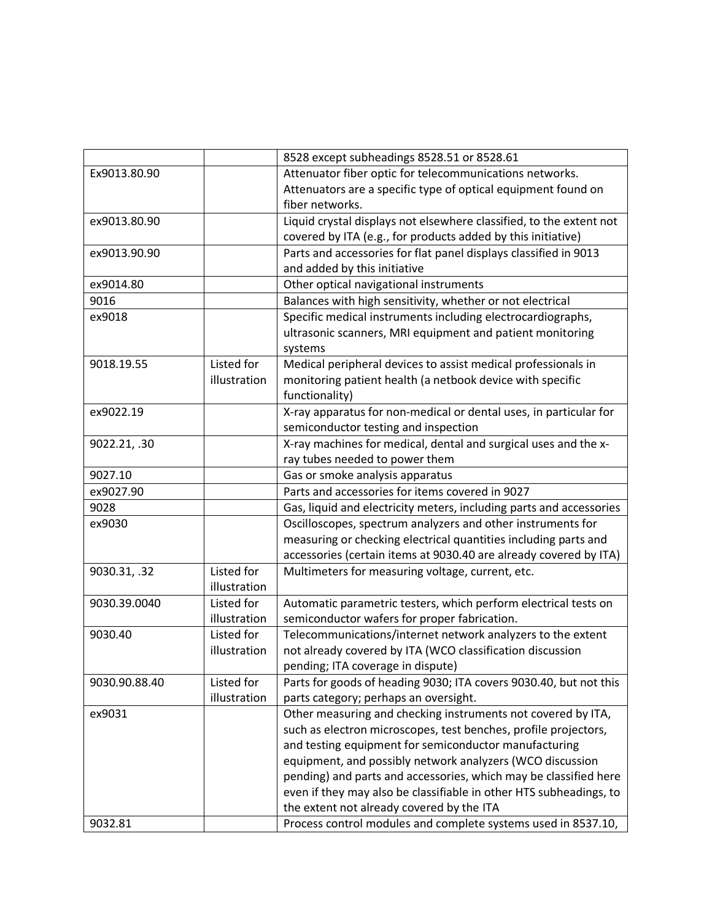| | | |
|---|---|---|
| | | 8528 except subheadings 8528.51 or 8528.61 |
| Ex9013.80.90 | | Attenuator fiber optic for telecommunications networks. Attenuators are a specific type of optical equipment found on fiber networks. |
| ex9013.80.90 | | Liquid crystal displays not elsewhere classified, to the extent not covered by ITA (e.g., for products added by this initiative) |
| ex9013.90.90 | | Parts and accessories for flat panel displays classified in 9013 and added by this initiative |
| ex9014.80 | | Other optical navigational instruments |
| 9016 | | Balances with high sensitivity, whether or not electrical |
| ex9018 | | Specific medical instruments including electrocardiographs, ultrasonic scanners, MRI equipment and patient monitoring systems |
| 9018.19.55 | Listed for illustration | Medical peripheral devices to assist medical professionals in monitoring patient health (a netbook device with specific functionality) |
| ex9022.19 | | X-ray apparatus for non-medical or dental uses, in particular for semiconductor testing and inspection |
| 9022.21, .30 | | X-ray machines for medical, dental and surgical uses and the x-ray tubes needed to power them |
| 9027.10 | | Gas or smoke analysis apparatus |
| ex9027.90 | | Parts and accessories for items covered in 9027 |
| 9028 | | Gas, liquid and electricity meters, including parts and accessories |
| ex9030 | | Oscilloscopes, spectrum analyzers and other instruments for measuring or checking electrical quantities including parts and accessories (certain items at 9030.40 are already covered by ITA) |
| 9030.31, .32 | Listed for illustration | Multimeters for measuring voltage, current, etc. |
| 9030.39.0040 | Listed for illustration | Automatic parametric testers, which perform electrical tests on semiconductor wafers for proper fabrication. |
| 9030.40 | Listed for illustration | Telecommunications/internet network analyzers to the extent not already covered by ITA (WCO classification discussion pending; ITA coverage in dispute) |
| 9030.90.88.40 | Listed for illustration | Parts for goods of heading 9030; ITA covers 9030.40, but not this parts category; perhaps an oversight. |
| ex9031 | | Other measuring and checking instruments not covered by ITA, such as electron microscopes, test benches, profile projectors, and testing equipment for semiconductor manufacturing equipment, and possibly network analyzers (WCO discussion pending) and parts and accessories, which may be classified here even if they may also be classifiable in other HTS subheadings, to the extent not already covered by the ITA |
| 9032.81 | | Process control modules and complete systems used in 8537.10, |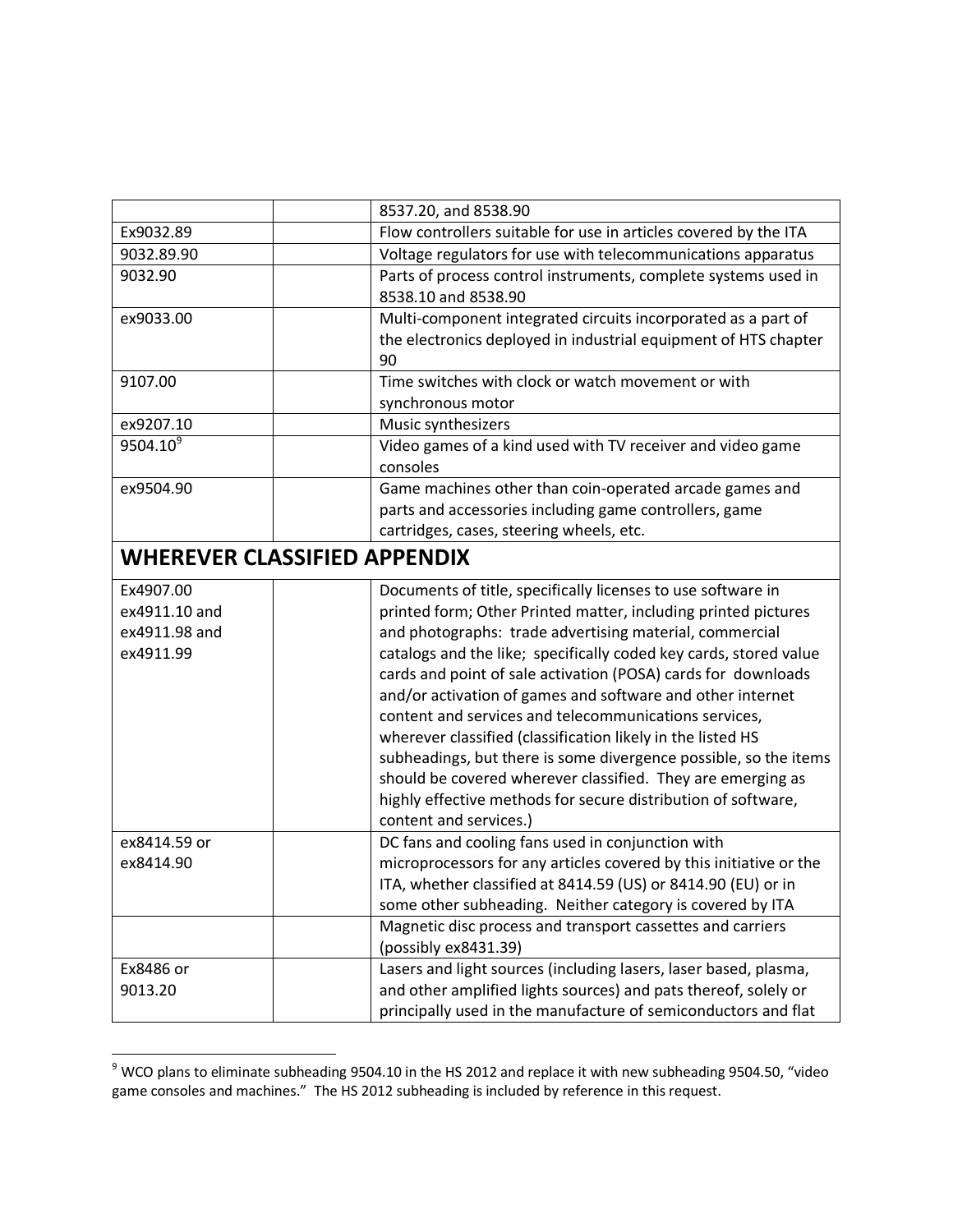| | | |
|---|---|---|
| | | 8537.20, and 8538.90 |
| Ex9032.89 | | Flow controllers suitable for use in articles covered by the ITA |
| 9032.89.90 | | Voltage regulators for use with telecommunications apparatus |
| 9032.90 | | Parts of process control instruments, complete systems used in 8538.10 and 8538.90 |
| ex9033.00 | | Multi-component integrated circuits incorporated as a part of the electronics deployed in industrial equipment of HTS chapter 90 |
| 9107.00 | | Time switches with clock or watch movement or with synchronous motor |
| ex9207.10 | | Music synthesizers |
| 9504.10[9] | | Video games of a kind used with TV receiver and video game consoles |
| ex9504.90 | | Game machines other than coin-operated arcade games and parts and accessories including game controllers, game cartridges, cases, steering wheels, etc. |
| **WHEREVER CLASSIFIED APPENDIX** | | |
| Ex4907.00 ex4911.10 and ex4911.98 and ex4911.99 | | Documents of title, specifically licenses to use software in printed form; Other Printed matter, including printed pictures and photographs: trade advertising material, commercial catalogs and the like; specifically coded key cards, stored value cards and point of sale activation (POSA) cards for downloads and/or activation of games and software and other internet content and services and telecommunications services, wherever classified (classification likely in the listed HS subheadings, but there is some divergence possible, so the items should be covered wherever classified. They are emerging as highly effective methods for secure distribution of software, content and services.) |
| ex8414.59 or ex8414.90 | | DC fans and cooling fans used in conjunction with microprocessors for any articles covered by this initiative or the ITA, whether classified at 8414.59 (US) or 8414.90 (EU) or in some other subheading. Neither category is covered by ITA |
| | | Magnetic disc process and transport cassettes and carriers (possibly ex8431.39) |
| Ex8486 or 9013.20 | | Lasers and light sources (including lasers, laser based, plasma, and other amplified lights sources) and pats thereof, solely or principally used in the manufacture of semiconductors and flat |

[9] WCO plans to eliminate subheading 9504.10 in the HS 2012 and replace it with new subheading 9504.50, "video game consoles and machines." The HS 2012 subheading is included by reference in this request.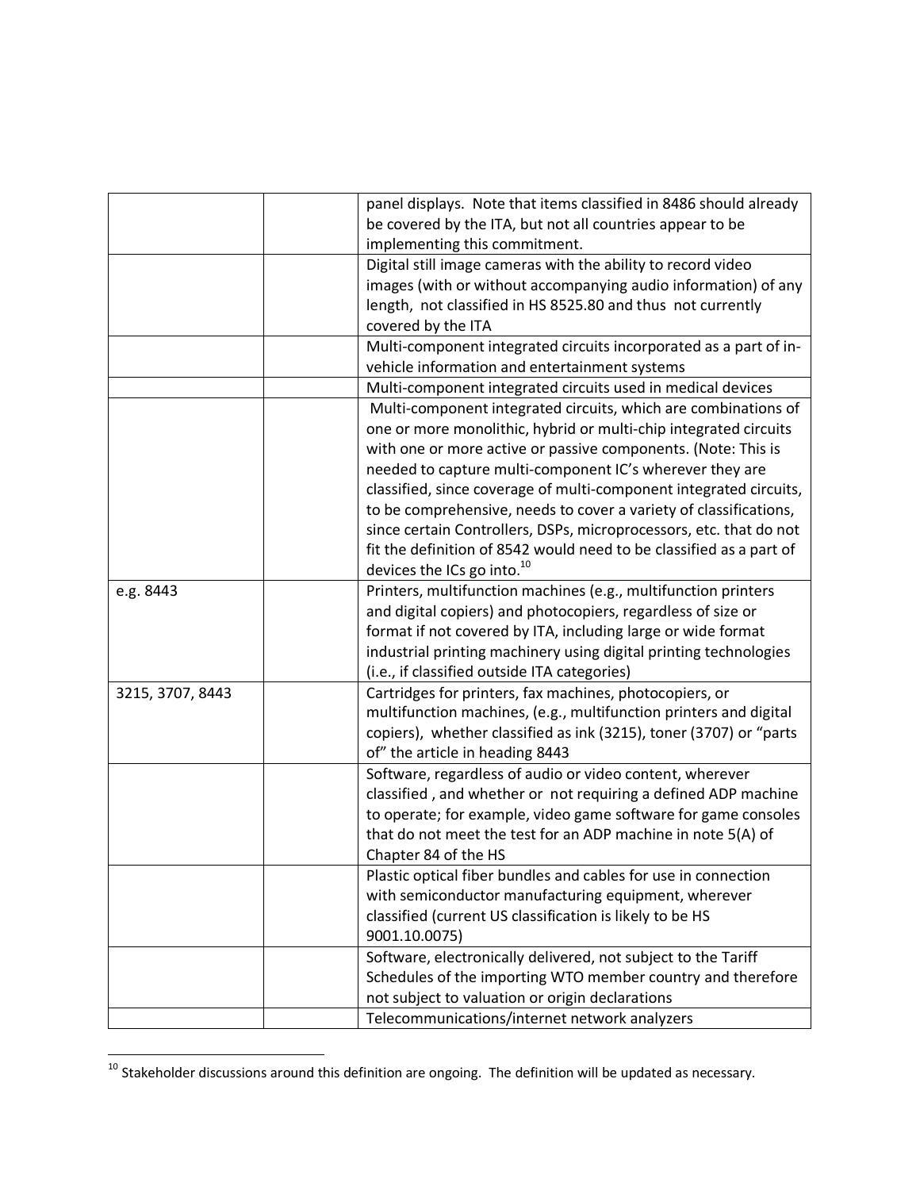| | | |
|---|---|---|
| | | panel displays. Note that items classified in 8486 should already be covered by the ITA, but not all countries appear to be implementing this commitment. |
| | | Digital still image cameras with the ability to record video images (with or without accompanying audio information) of any length, not classified in HS 8525.80 and thus not currently covered by the ITA |
| | | Multi-component integrated circuits incorporated as a part of in-vehicle information and entertainment systems |
| | | Multi-component integrated circuits used in medical devices |
| | | Multi-component integrated circuits, which are combinations of one or more monolithic, hybrid or multi-chip integrated circuits with one or more active or passive components. (Note: This is needed to capture multi-component IC's wherever they are classified, since coverage of multi-component integrated circuits, to be comprehensive, needs to cover a variety of classifications, since certain Controllers, DSPs, microprocessors, etc. that do not fit the definition of 8542 would need to be classified as a part of devices the ICs go into.[10] |
| e.g. 8443 | | Printers, multifunction machines (e.g., multifunction printers and digital copiers) and photocopiers, regardless of size or format if not covered by ITA, including large or wide format industrial printing machinery using digital printing technologies (i.e., if classified outside ITA categories) |
| 3215, 3707, 8443 | | Cartridges for printers, fax machines, photocopiers, or multifunction machines, (e.g., multifunction printers and digital copiers), whether classified as ink (3215), toner (3707) or "parts of" the article in heading 8443 |
| | | Software, regardless of audio or video content, wherever classified , and whether or not requiring a defined ADP machine to operate; for example, video game software for game consoles that do not meet the test for an ADP machine in note 5(A) of Chapter 84 of the HS |
| | | Plastic optical fiber bundles and cables for use in connection with semiconductor manufacturing equipment, wherever classified (current US classification is likely to be HS 9001.10.0075) |
| | | Software, electronically delivered, not subject to the Tariff Schedules of the importing WTO member country and therefore not subject to valuation or origin declarations |
| | | Telecommunications/internet network analyzers |

[10] Stakeholder discussions around this definition are ongoing. The definition will be updated as necessary.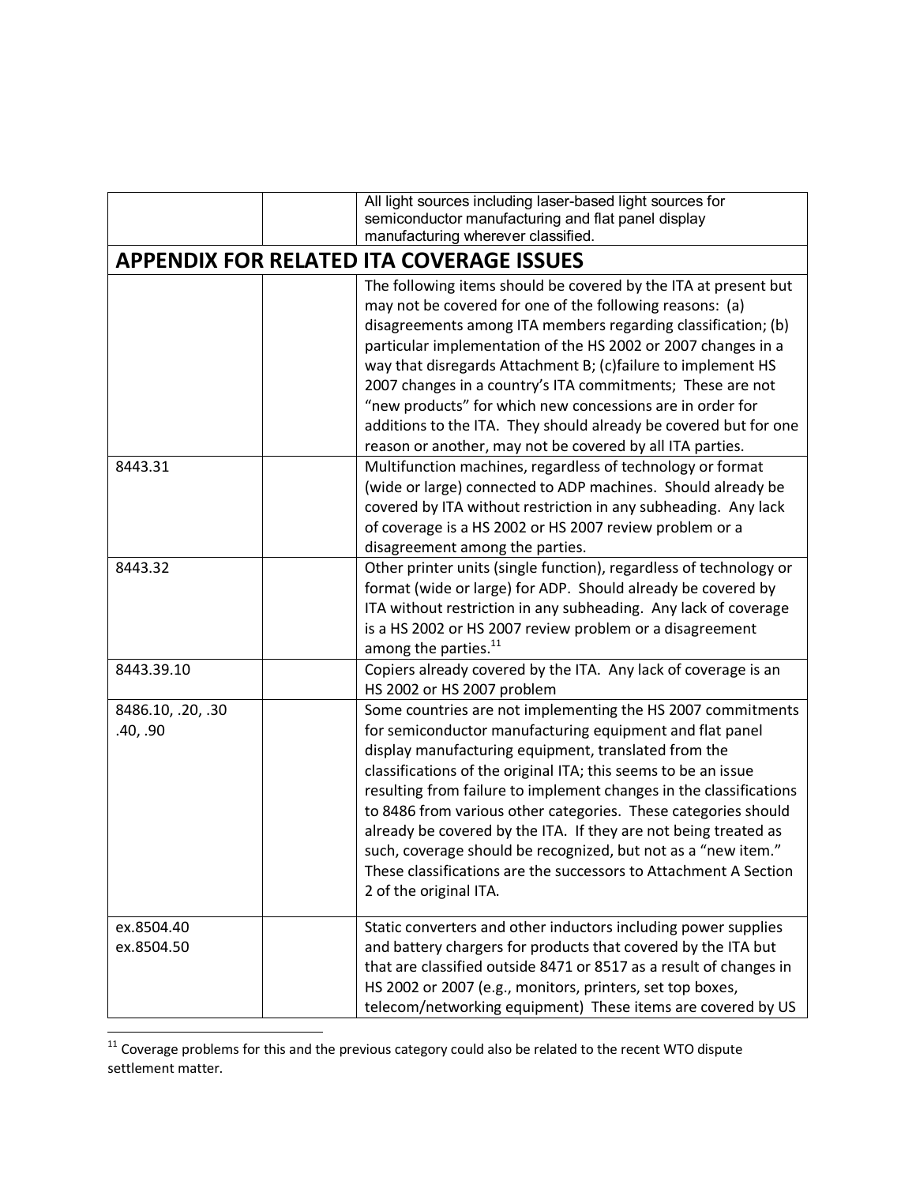| | | |
|---|---|---|
| | | All light sources including laser-based light sources for semiconductor manufacturing and flat panel display manufacturing wherever classified. |
| **APPENDIX FOR RELATED ITA COVERAGE ISSUES** | | |
| | | The following items should be covered by the ITA at present but may not be covered for one of the following reasons: (a) disagreements among ITA members regarding classification; (b) particular implementation of the HS 2002 or 2007 changes in a way that disregards Attachment B; (c)failure to implement HS 2007 changes in a country's ITA commitments; These are not "new products" for which new concessions are in order for additions to the ITA. They should already be covered but for one reason or another, may not be covered by all ITA parties. |
| 8443.31 | | Multifunction machines, regardless of technology or format (wide or large) connected to ADP machines. Should already be covered by ITA without restriction in any subheading. Any lack of coverage is a HS 2002 or HS 2007 review problem or a disagreement among the parties. |
| 8443.32 | | Other printer units (single function), regardless of technology or format (wide or large) for ADP. Should already be covered by ITA without restriction in any subheading. Any lack of coverage is a HS 2002 or HS 2007 review problem or a disagreement among the parties.[11] |
| 8443.39.10 | | Copiers already covered by the ITA. Any lack of coverage is an HS 2002 or HS 2007 problem |
| 8486.10, .20, .30 .40, .90 | | Some countries are not implementing the HS 2007 commitments for semiconductor manufacturing equipment and flat panel display manufacturing equipment, translated from the classifications of the original ITA; this seems to be an issue resulting from failure to implement changes in the classifications to 8486 from various other categories. These categories should already be covered by the ITA. If they are not being treated as such, coverage should be recognized, but not as a "new item." These classifications are the successors to Attachment A Section 2 of the original ITA. |
| ex.8504.40 ex.8504.50 | | Static converters and other inductors including power supplies and battery chargers for products that covered by the ITA but that are classified outside 8471 or 8517 as a result of changes in HS 2002 or 2007 (e.g., monitors, printers, set top boxes, telecom/networking equipment) These items are covered by US |

[11] Coverage problems for this and the previous category could also be related to the recent WTO dispute settlement matter.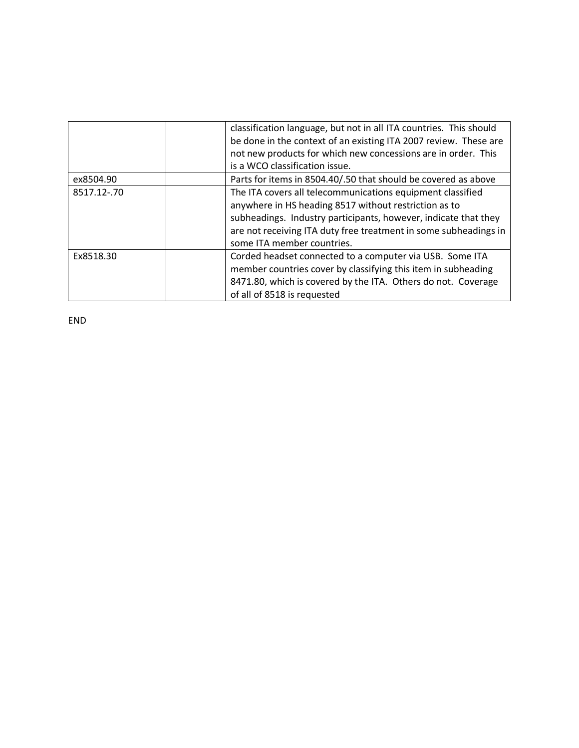| | | |
|---|---|---|
| | | classification language, but not in all ITA countries. This should be done in the context of an existing ITA 2007 review. These are not new products for which new concessions are in order. This is a WCO classification issue. |
| ex8504.90 | | Parts for items in 8504.40/.50 that should be covered as above |
| 8517.12-.70 | | The ITA covers all telecommunications equipment classified anywhere in HS heading 8517 without restriction as to subheadings. Industry participants, however, indicate that they are not receiving ITA duty free treatment in some subheadings in some ITA member countries. |
| Ex8518.30 | | Corded headset connected to a computer via USB. Some ITA member countries cover by classifying this item in subheading 8471.80, which is covered by the ITA. Others do not. Coverage of all of 8518 is requested |

END